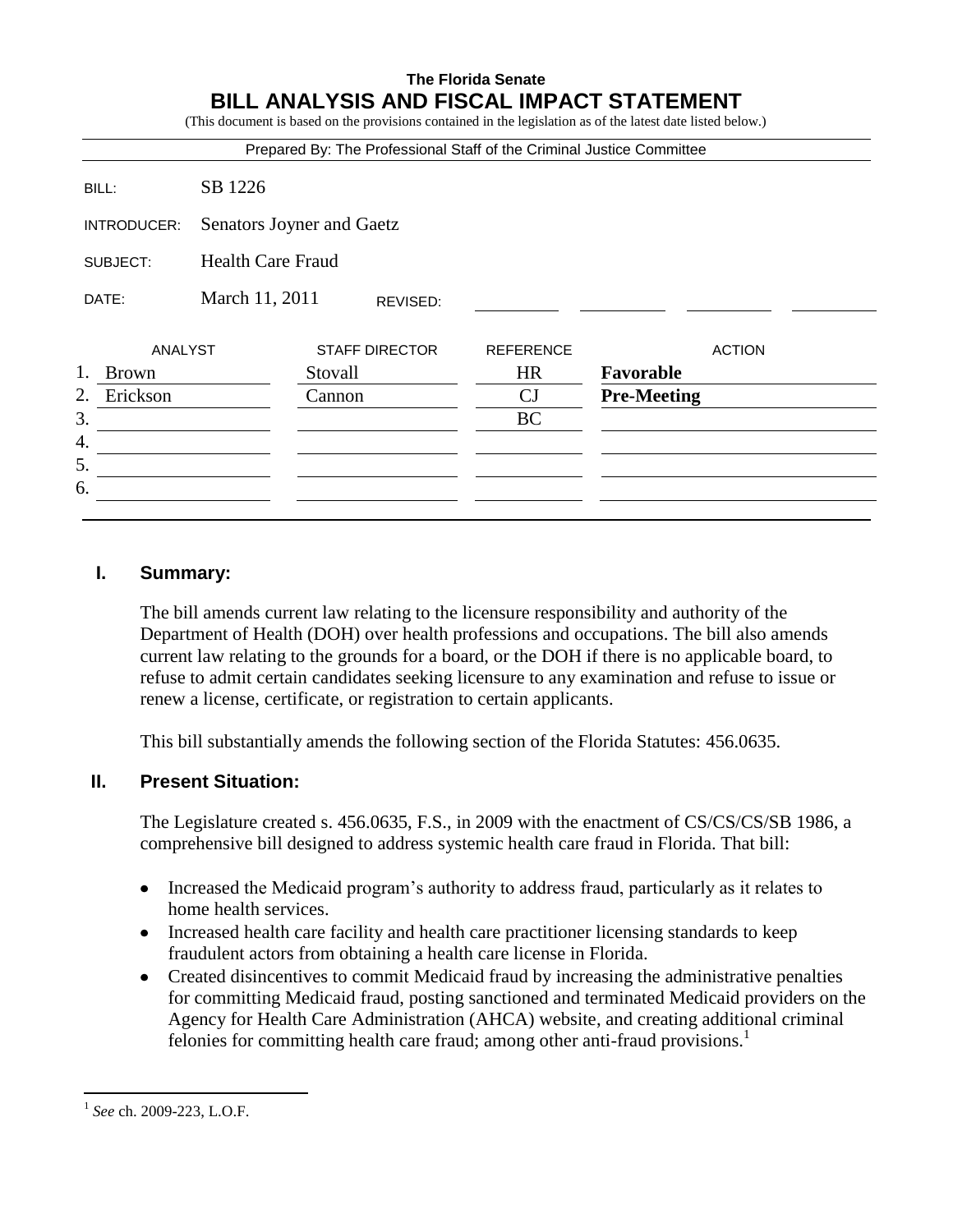**The Florida Senate**

# BILL ANALYSIS AND FISCAL IMPACT STATEMENT

(This document is based on the provisions contained in the legislation as of the latest date listed below.)

Prepared By: The Professional Staff of the Criminal Justice Committee

| | |
|---|---|
| BILL: | SB 1226 |
| INTRODUCER: | Senators Joyner and Gaetz |
| SUBJECT: | Health Care Fraud |
| DATE: | March 11, 2011 REVISED: |

| | ANALYST | STAFF DIRECTOR | REFERENCE | ACTION |
|---|---|---|---|---|
| 1. | Brown | Stovall | HR | **Favorable** |
| 2. | Erickson | Cannon | CJ | **Pre-Meeting** |
| 3. | | | BC | |
| 4. | | | | |
| 5. | | | | |
| 6. | | | | |

## I. Summary:

The bill amends current law relating to the licensure responsibility and authority of the Department of Health (DOH) over health professions and occupations. The bill also amends current law relating to the grounds for a board, or the DOH if there is no applicable board, to refuse to admit certain candidates seeking licensure to any examination and refuse to issue or renew a license, certificate, or registration to certain applicants.

This bill substantially amends the following section of the Florida Statutes: 456.0635.

## II. Present Situation:

The Legislature created s. 456.0635, F.S., in 2009 with the enactment of CS/CS/CS/SB 1986, a comprehensive bill designed to address systemic health care fraud in Florida. That bill:

- Increased the Medicaid program's authority to address fraud, particularly as it relates to home health services.
- Increased health care facility and health care practitioner licensing standards to keep fraudulent actors from obtaining a health care license in Florida.
- Created disincentives to commit Medicaid fraud by increasing the administrative penalties for committing Medicaid fraud, posting sanctioned and terminated Medicaid providers on the Agency for Health Care Administration (AHCA) website, and creating additional criminal felonies for committing health care fraud; among other anti-fraud provisions.[1]

---

[1] *See* ch. 2009-223, L.O.F.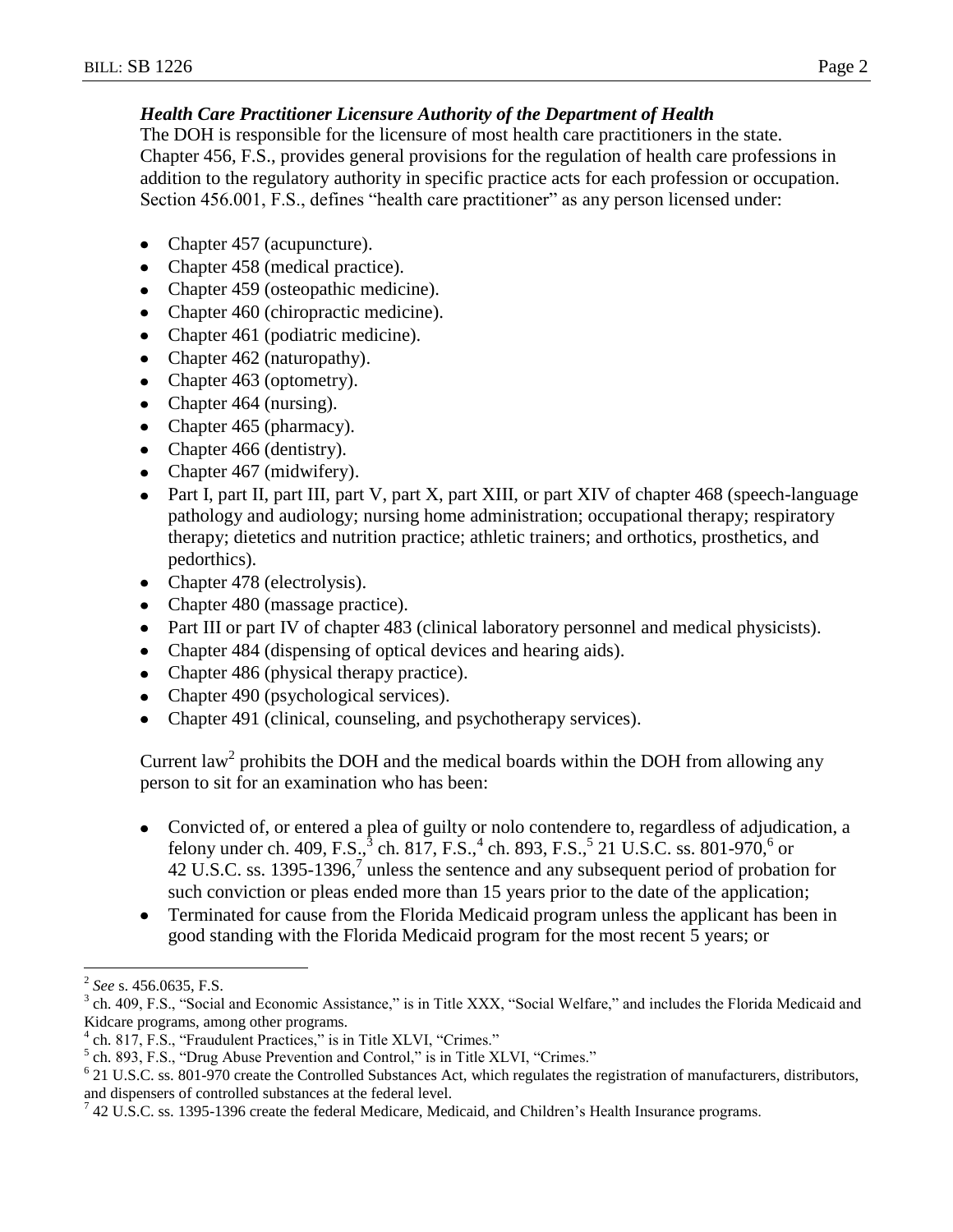### *Health Care Practitioner Licensure Authority of the Department of Health*

The DOH is responsible for the licensure of most health care practitioners in the state. Chapter 456, F.S., provides general provisions for the regulation of health care professions in addition to the regulatory authority in specific practice acts for each profession or occupation. Section 456.001, F.S., defines "health care practitioner" as any person licensed under:

- Chapter 457 (acupuncture).
- Chapter 458 (medical practice).
- Chapter 459 (osteopathic medicine).
- Chapter 460 (chiropractic medicine).
- Chapter 461 (podiatric medicine).
- Chapter 462 (naturopathy).
- Chapter 463 (optometry).
- Chapter 464 (nursing).
- Chapter 465 (pharmacy).
- Chapter 466 (dentistry).
- Chapter 467 (midwifery).
- Part I, part II, part III, part V, part X, part XIII, or part XIV of chapter 468 (speech-language pathology and audiology; nursing home administration; occupational therapy; respiratory therapy; dietetics and nutrition practice; athletic trainers; and orthotics, prosthetics, and pedorthics).
- Chapter 478 (electrolysis).
- Chapter 480 (massage practice).
- Part III or part IV of chapter 483 (clinical laboratory personnel and medical physicists).
- Chapter 484 (dispensing of optical devices and hearing aids).
- Chapter 486 (physical therapy practice).
- Chapter 490 (psychological services).
- Chapter 491 (clinical, counseling, and psychotherapy services).

Current law[2] prohibits the DOH and the medical boards within the DOH from allowing any person to sit for an examination who has been:

- Convicted of, or entered a plea of guilty or nolo contendere to, regardless of adjudication, a felony under ch. 409, F.S.,[3] ch. 817, F.S.,[4] ch. 893, F.S.,[5] 21 U.S.C. ss. 801-970,[6] or 42 U.S.C. ss. 1395-1396,[7] unless the sentence and any subsequent period of probation for such conviction or pleas ended more than 15 years prior to the date of the application;
- Terminated for cause from the Florida Medicaid program unless the applicant has been in good standing with the Florida Medicaid program for the most recent 5 years; or

---

[2] *See* s. 456.0635, F.S.

[3] ch. 409, F.S., "Social and Economic Assistance," is in Title XXX, "Social Welfare," and includes the Florida Medicaid and Kidcare programs, among other programs.

[4] ch. 817, F.S., "Fraudulent Practices," is in Title XLVI, "Crimes."

[5] ch. 893, F.S., "Drug Abuse Prevention and Control," is in Title XLVI, "Crimes."

[6] 21 U.S.C. ss. 801-970 create the Controlled Substances Act, which regulates the registration of manufacturers, distributors, and dispensers of controlled substances at the federal level.

[7] 42 U.S.C. ss. 1395-1396 create the federal Medicare, Medicaid, and Children's Health Insurance programs.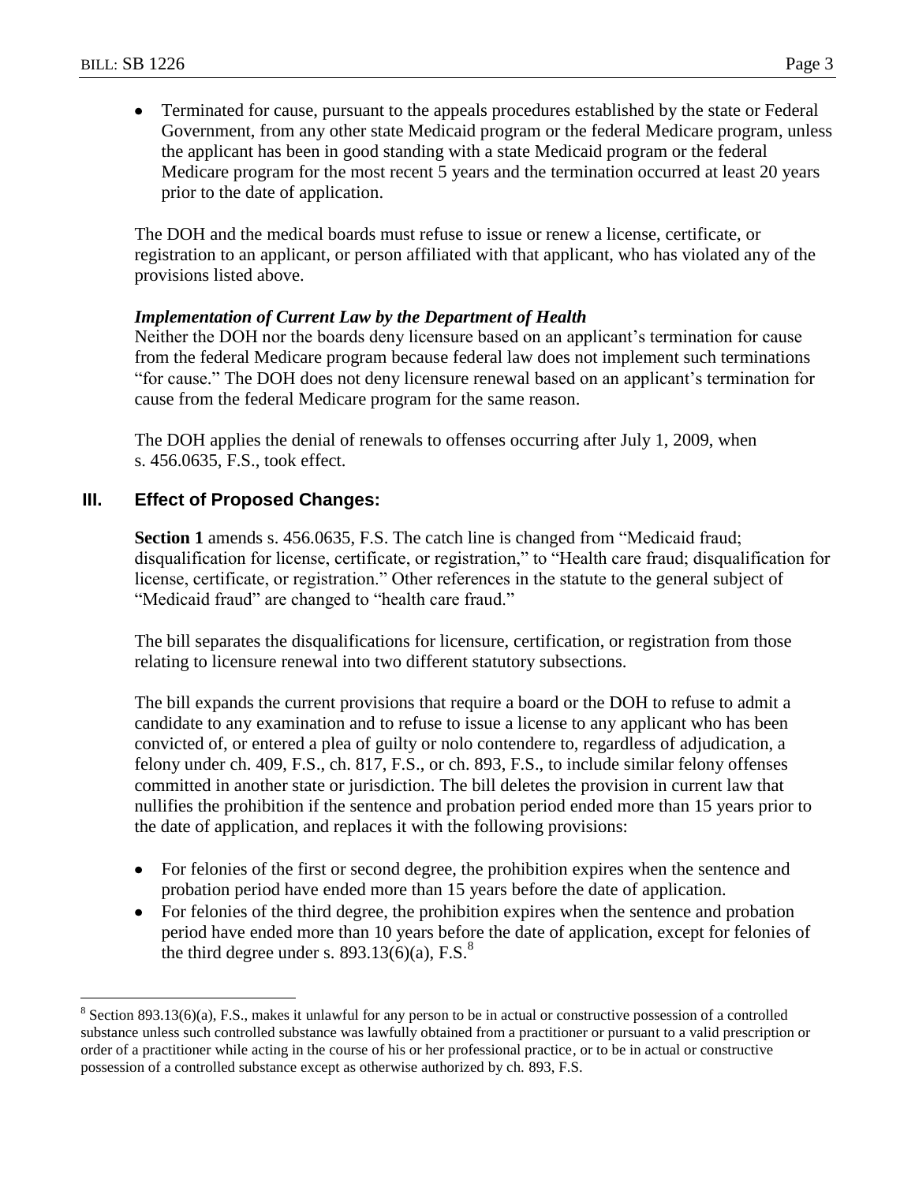- Terminated for cause, pursuant to the appeals procedures established by the state or Federal Government, from any other state Medicaid program or the federal Medicare program, unless the applicant has been in good standing with a state Medicaid program or the federal Medicare program for the most recent 5 years and the termination occurred at least 20 years prior to the date of application.

The DOH and the medical boards must refuse to issue or renew a license, certificate, or registration to an applicant, or person affiliated with that applicant, who has violated any of the provisions listed above.

***Implementation of Current Law by the Department of Health***

Neither the DOH nor the boards deny licensure based on an applicant's termination for cause from the federal Medicare program because federal law does not implement such terminations "for cause." The DOH does not deny licensure renewal based on an applicant's termination for cause from the federal Medicare program for the same reason.

The DOH applies the denial of renewals to offenses occurring after July 1, 2009, when s. 456.0635, F.S., took effect.

## III. Effect of Proposed Changes:

**Section 1** amends s. 456.0635, F.S. The catch line is changed from "Medicaid fraud; disqualification for license, certificate, or registration," to "Health care fraud; disqualification for license, certificate, or registration." Other references in the statute to the general subject of "Medicaid fraud" are changed to "health care fraud."

The bill separates the disqualifications for licensure, certification, or registration from those relating to licensure renewal into two different statutory subsections.

The bill expands the current provisions that require a board or the DOH to refuse to admit a candidate to any examination and to refuse to issue a license to any applicant who has been convicted of, or entered a plea of guilty or nolo contendere to, regardless of adjudication, a felony under ch. 409, F.S., ch. 817, F.S., or ch. 893, F.S., to include similar felony offenses committed in another state or jurisdiction. The bill deletes the provision in current law that nullifies the prohibition if the sentence and probation period ended more than 15 years prior to the date of application, and replaces it with the following provisions:

- For felonies of the first or second degree, the prohibition expires when the sentence and probation period have ended more than 15 years before the date of application.
- For felonies of the third degree, the prohibition expires when the sentence and probation period have ended more than 10 years before the date of application, except for felonies of the third degree under s. 893.13(6)(a), F.S.[8]

---

[8] Section 893.13(6)(a), F.S., makes it unlawful for any person to be in actual or constructive possession of a controlled substance unless such controlled substance was lawfully obtained from a practitioner or pursuant to a valid prescription or order of a practitioner while acting in the course of his or her professional practice, or to be in actual or constructive possession of a controlled substance except as otherwise authorized by ch. 893, F.S.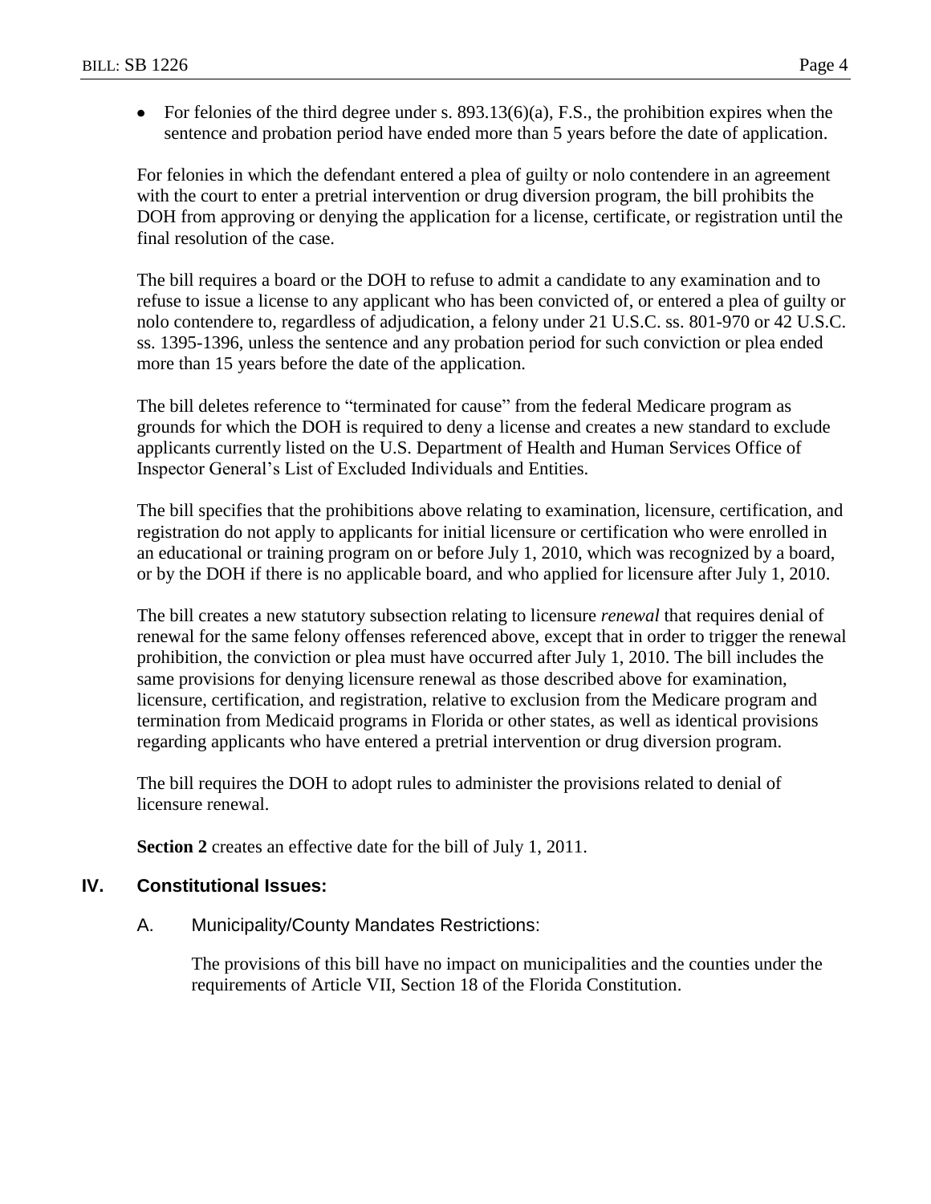- For felonies of the third degree under s. 893.13(6)(a), F.S., the prohibition expires when the sentence and probation period have ended more than 5 years before the date of application.

For felonies in which the defendant entered a plea of guilty or nolo contendere in an agreement with the court to enter a pretrial intervention or drug diversion program, the bill prohibits the DOH from approving or denying the application for a license, certificate, or registration until the final resolution of the case.

The bill requires a board or the DOH to refuse to admit a candidate to any examination and to refuse to issue a license to any applicant who has been convicted of, or entered a plea of guilty or nolo contendere to, regardless of adjudication, a felony under 21 U.S.C. ss. 801-970 or 42 U.S.C. ss. 1395-1396, unless the sentence and any probation period for such conviction or plea ended more than 15 years before the date of the application.

The bill deletes reference to "terminated for cause" from the federal Medicare program as grounds for which the DOH is required to deny a license and creates a new standard to exclude applicants currently listed on the U.S. Department of Health and Human Services Office of Inspector General's List of Excluded Individuals and Entities.

The bill specifies that the prohibitions above relating to examination, licensure, certification, and registration do not apply to applicants for initial licensure or certification who were enrolled in an educational or training program on or before July 1, 2010, which was recognized by a board, or by the DOH if there is no applicable board, and who applied for licensure after July 1, 2010.

The bill creates a new statutory subsection relating to licensure *renewal* that requires denial of renewal for the same felony offenses referenced above, except that in order to trigger the renewal prohibition, the conviction or plea must have occurred after July 1, 2010. The bill includes the same provisions for denying licensure renewal as those described above for examination, licensure, certification, and registration, relative to exclusion from the Medicare program and termination from Medicaid programs in Florida or other states, as well as identical provisions regarding applicants who have entered a pretrial intervention or drug diversion program.

The bill requires the DOH to adopt rules to administer the provisions related to denial of licensure renewal.

**Section 2** creates an effective date for the bill of July 1, 2011.

## IV. Constitutional Issues:

### A. Municipality/County Mandates Restrictions:

The provisions of this bill have no impact on municipalities and the counties under the requirements of Article VII, Section 18 of the Florida Constitution.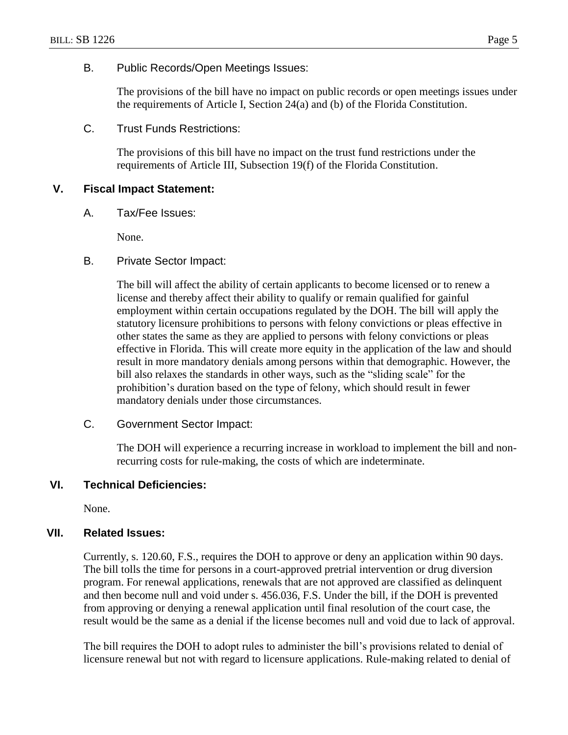### B. Public Records/Open Meetings Issues:

The provisions of the bill have no impact on public records or open meetings issues under the requirements of Article I, Section 24(a) and (b) of the Florida Constitution.

### C. Trust Funds Restrictions:

The provisions of this bill have no impact on the trust fund restrictions under the requirements of Article III, Subsection 19(f) of the Florida Constitution.

## V. Fiscal Impact Statement:

### A. Tax/Fee Issues:

None.

### B. Private Sector Impact:

The bill will affect the ability of certain applicants to become licensed or to renew a license and thereby affect their ability to qualify or remain qualified for gainful employment within certain occupations regulated by the DOH. The bill will apply the statutory licensure prohibitions to persons with felony convictions or pleas effective in other states the same as they are applied to persons with felony convictions or pleas effective in Florida. This will create more equity in the application of the law and should result in more mandatory denials among persons within that demographic. However, the bill also relaxes the standards in other ways, such as the "sliding scale" for the prohibition's duration based on the type of felony, which should result in fewer mandatory denials under those circumstances.

### C. Government Sector Impact:

The DOH will experience a recurring increase in workload to implement the bill and non-recurring costs for rule-making, the costs of which are indeterminate.

## VI. Technical Deficiencies:

None.

## VII. Related Issues:

Currently, s. 120.60, F.S., requires the DOH to approve or deny an application within 90 days. The bill tolls the time for persons in a court-approved pretrial intervention or drug diversion program. For renewal applications, renewals that are not approved are classified as delinquent and then become null and void under s. 456.036, F.S. Under the bill, if the DOH is prevented from approving or denying a renewal application until final resolution of the court case, the result would be the same as a denial if the license becomes null and void due to lack of approval.

The bill requires the DOH to adopt rules to administer the bill's provisions related to denial of licensure renewal but not with regard to licensure applications. Rule-making related to denial of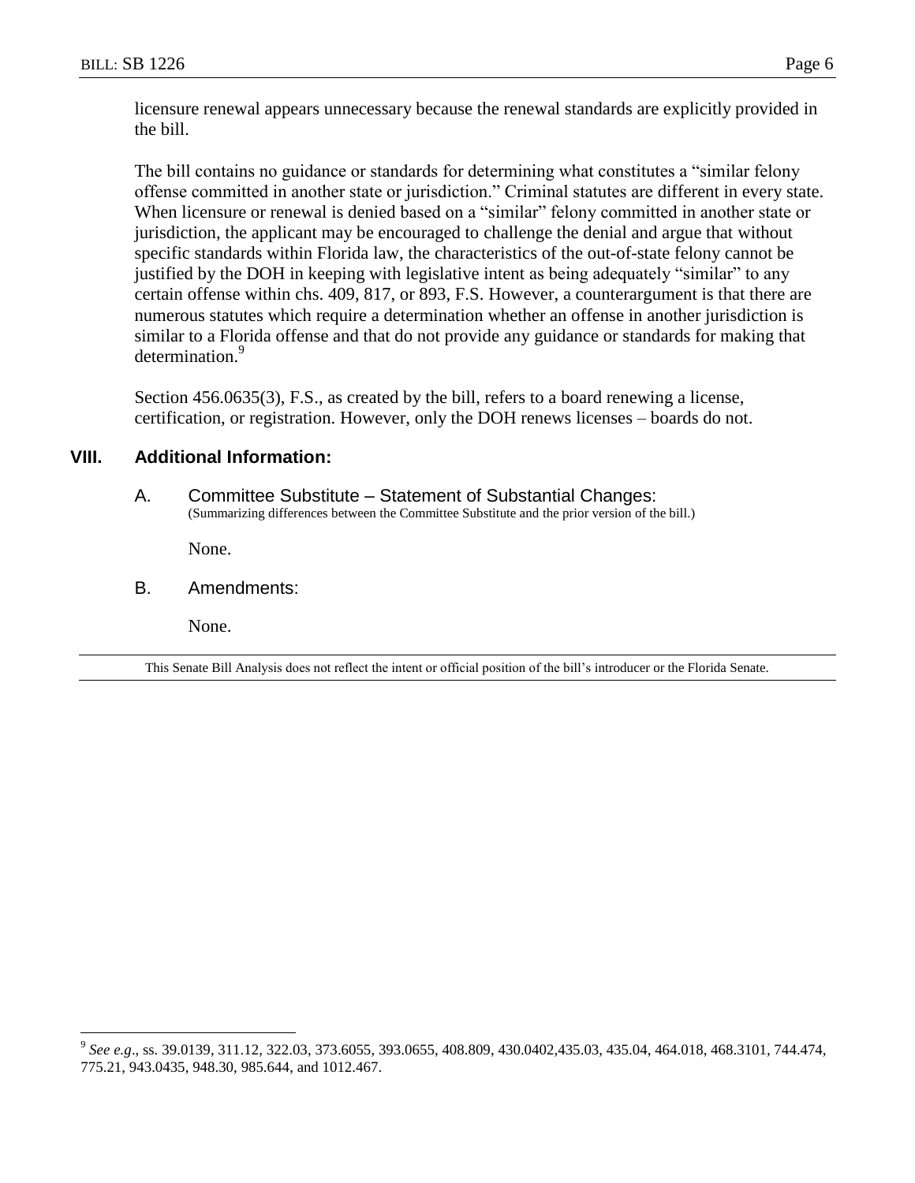licensure renewal appears unnecessary because the renewal standards are explicitly provided in the bill.

The bill contains no guidance or standards for determining what constitutes a "similar felony offense committed in another state or jurisdiction." Criminal statutes are different in every state. When licensure or renewal is denied based on a "similar" felony committed in another state or jurisdiction, the applicant may be encouraged to challenge the denial and argue that without specific standards within Florida law, the characteristics of the out-of-state felony cannot be justified by the DOH in keeping with legislative intent as being adequately "similar" to any certain offense within chs. 409, 817, or 893, F.S. However, a counterargument is that there are numerous statutes which require a determination whether an offense in another jurisdiction is similar to a Florida offense and that do not provide any guidance or standards for making that determination.[9]

Section 456.0635(3), F.S., as created by the bill, refers to a board renewing a license, certification, or registration. However, only the DOH renews licenses – boards do not.

## VIII. Additional Information:

### A. Committee Substitute – Statement of Substantial Changes:

(Summarizing differences between the Committee Substitute and the prior version of the bill.)

None.

### B. Amendments:

None.

This Senate Bill Analysis does not reflect the intent or official position of the bill's introducer or the Florida Senate.

---

[9] *See e.g*., ss. 39.0139, 311.12, 322.03, 373.6055, 393.0655, 408.809, 430.0402,435.03, 435.04, 464.018, 468.3101, 744.474, 775.21, 943.0435, 948.30, 985.644, and 1012.467.